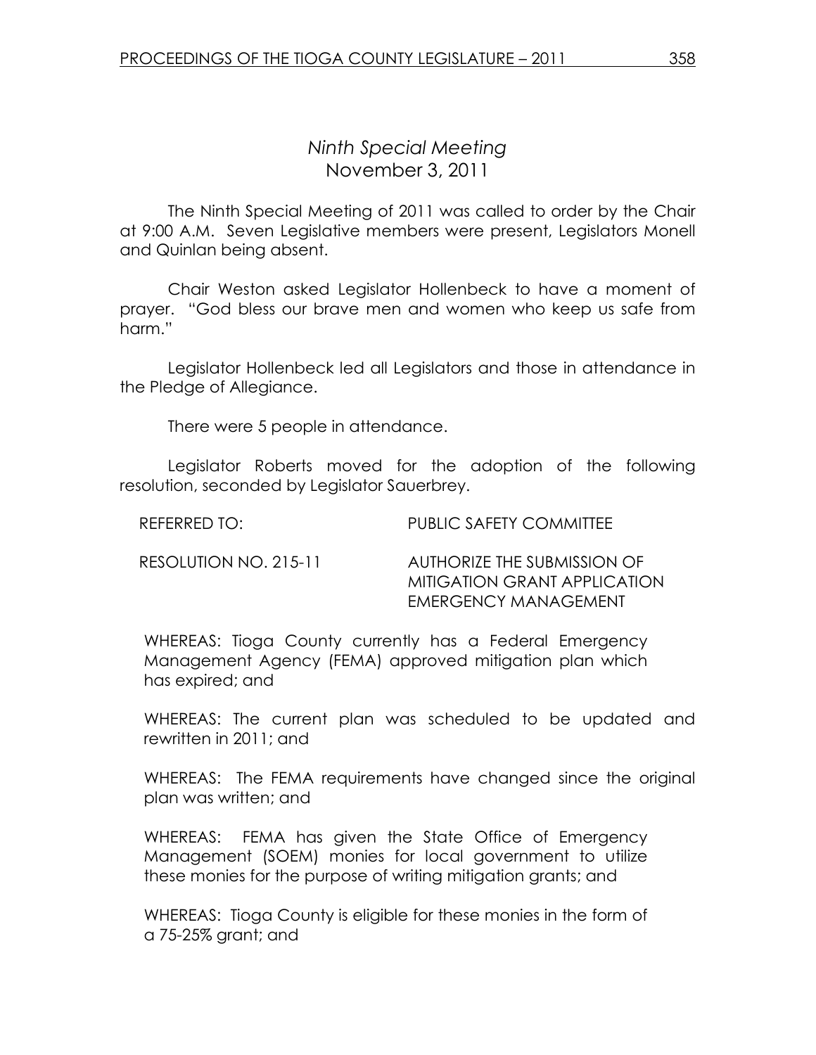# *Ninth Special Meeting*

November 3, 2011

The Ninth Special Meeting of 2011 was called to order by the Chair at 9:00 A.M. Seven Legislative members were present, Legislators Monell and Quinlan being absent.

Chair Weston asked Legislator Hollenbeck to have a moment of prayer. "God bless our brave men and women who keep us safe from harm."

Legislator Hollenbeck led all Legislators and those in attendance in the Pledge of Allegiance.

There were 5 people in attendance.

Legislator Roberts moved for the adoption of the following resolution, seconded by Legislator Sauerbrey.

REFERRED TO: PUBLIC SAFETY COMMITTEE

RESOLUTION NO. 215-11 AUTHORIZE THE SUBMISSION OF MITIGATION GRANT APPLICATION EMERGENCY MANAGEMENT

WHEREAS: Tioga County currently has a Federal Emergency Management Agency (FEMA) approved mitigation plan which has expired; and

WHEREAS: The current plan was scheduled to be updated and rewritten in 2011; and

WHEREAS: The FEMA requirements have changed since the original plan was written; and

WHEREAS: FEMA has given the State Office of Emergency Management (SOEM) monies for local government to utilize these monies for the purpose of writing mitigation grants; and

WHEREAS: Tioga County is eligible for these monies in the form of a 75-25% grant; and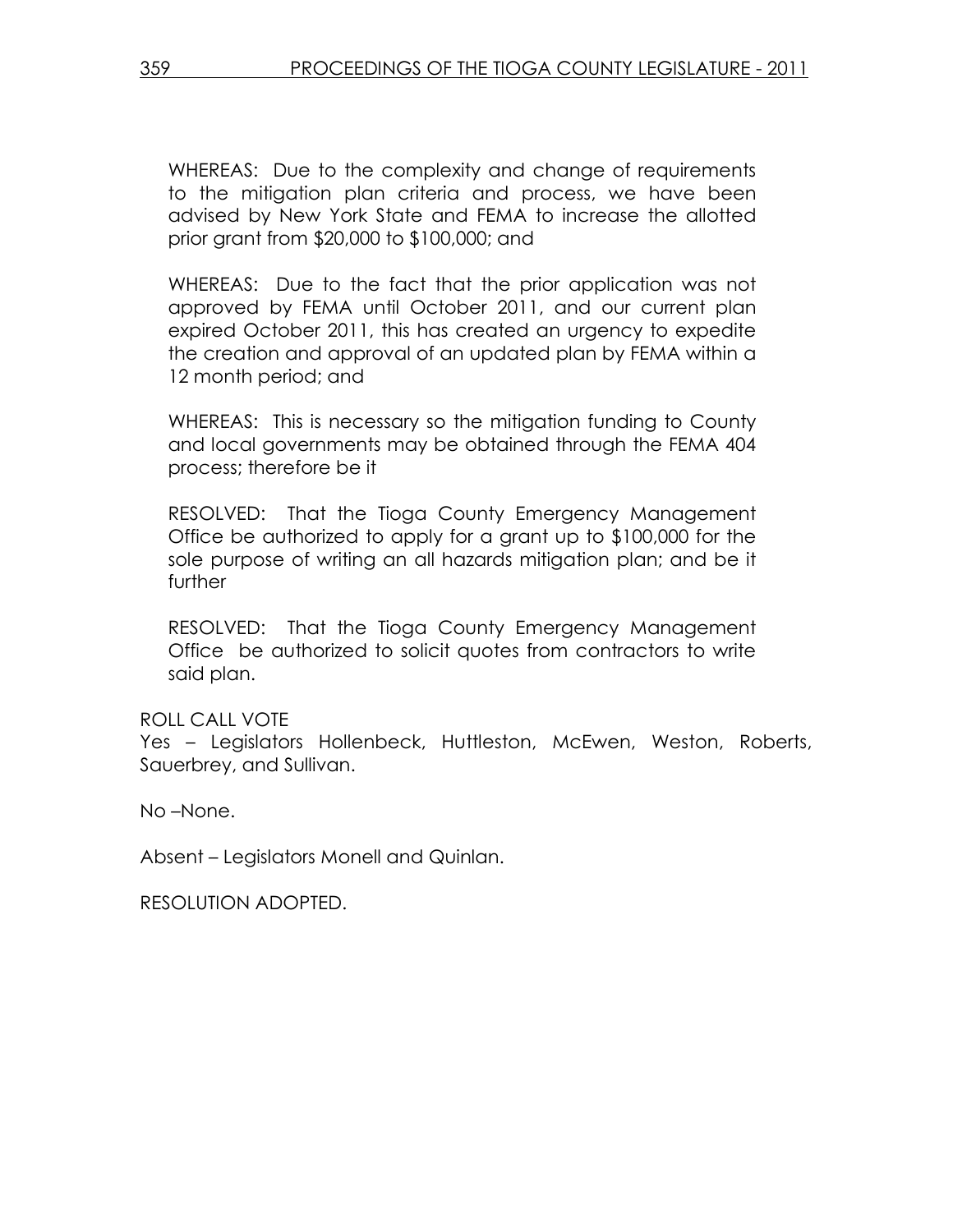WHEREAS: Due to the complexity and change of requirements to the mitigation plan criteria and process, we have been advised by New York State and FEMA to increase the allotted prior grant from $20,000 to $100,000; and

WHEREAS: Due to the fact that the prior application was not approved by FEMA until October 2011, and our current plan expired October 2011, this has created an urgency to expedite the creation and approval of an updated plan by FEMA within a 12 month period; and

WHEREAS: This is necessary so the mitigation funding to County and local governments may be obtained through the FEMA 404 process; therefore be it

RESOLVED: That the Tioga County Emergency Management Office be authorized to apply for a grant up to $100,000 for the sole purpose of writing an all hazards mitigation plan; and be it further

RESOLVED: That the Tioga County Emergency Management Office be authorized to solicit quotes from contractors to write said plan.

ROLL CALL VOTE

Yes – Legislators Hollenbeck, Huttleston, McEwen, Weston, Roberts, Sauerbrey, and Sullivan.

No –None.

Absent – Legislators Monell and Quinlan.

RESOLUTION ADOPTED.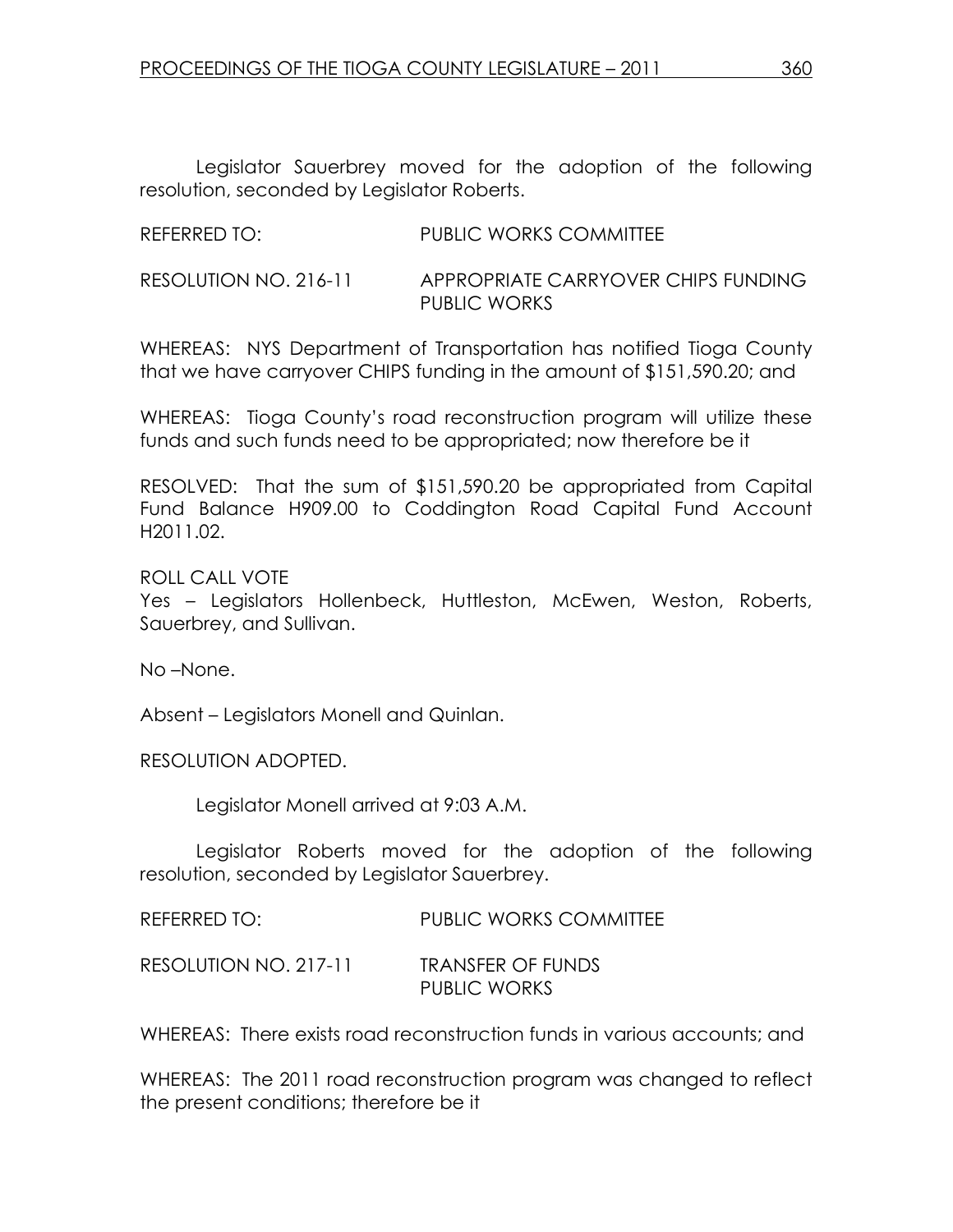Legislator Sauerbrey moved for the adoption of the following resolution, seconded by Legislator Roberts.

REFERRED TO: PUBLIC WORKS COMMITTEE

RESOLUTION NO. 216-11 APPROPRIATE CARRYOVER CHIPS FUNDING PUBLIC WORKS

WHEREAS: NYS Department of Transportation has notified Tioga County that we have carryover CHIPS funding in the amount of $151,590.20; and

WHEREAS: Tioga County's road reconstruction program will utilize these funds and such funds need to be appropriated; now therefore be it

RESOLVED: That the sum of $151,590.20 be appropriated from Capital Fund Balance H909.00 to Coddington Road Capital Fund Account H2011.02.

ROLL CALL VOTE
Yes – Legislators Hollenbeck, Huttleston, McEwen, Weston, Roberts, Sauerbrey, and Sullivan.

No –None.

Absent – Legislators Monell and Quinlan.

RESOLUTION ADOPTED.

Legislator Monell arrived at 9:03 A.M.

Legislator Roberts moved for the adoption of the following resolution, seconded by Legislator Sauerbrey.

REFERRED TO: PUBLIC WORKS COMMITTEE

RESOLUTION NO. 217-11 TRANSFER OF FUNDS PUBLIC WORKS

WHEREAS: There exists road reconstruction funds in various accounts; and

WHEREAS: The 2011 road reconstruction program was changed to reflect the present conditions; therefore be it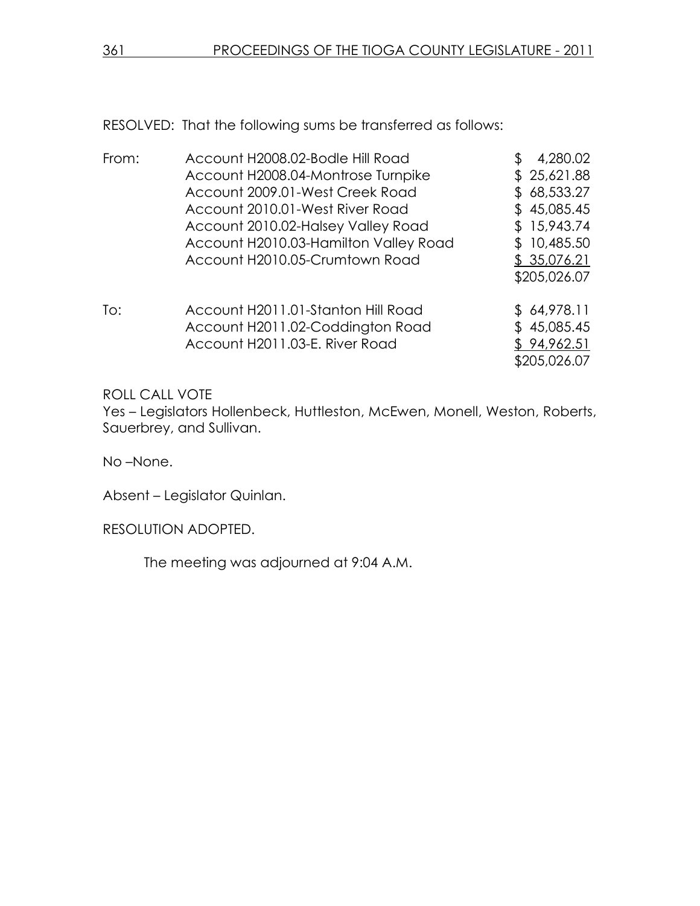RESOLVED: That the following sums be transferred as follows:

| | | |
|---|---|---|
| From: | Account H2008.02-Bodle Hill Road | $ 4,280.02 |
| | Account H2008.04-Montrose Turnpike | $ 25,621.88 |
| | Account 2009.01-West Creek Road | $ 68,533.27 |
| | Account 2010.01-West River Road | $ 45,085.45 |
| | Account 2010.02-Halsey Valley Road | $ 15,943.74 |
| | Account H2010.03-Hamilton Valley Road | $ 10,485.50 |
| | Account H2010.05-Crumtown Road | $ 35,076.21 |
| | | $205,026.07 |
| To: | Account H2011.01-Stanton Hill Road | $ 64,978.11 |
| | Account H2011.02-Coddington Road | $ 45,085.45 |
| | Account H2011.03-E. River Road | $ 94,962.51 |
| | | $205,026.07 |

ROLL CALL VOTE

Yes – Legislators Hollenbeck, Huttleston, McEwen, Monell, Weston, Roberts, Sauerbrey, and Sullivan.

No –None.

Absent – Legislator Quinlan.

RESOLUTION ADOPTED.

The meeting was adjourned at 9:04 A.M.